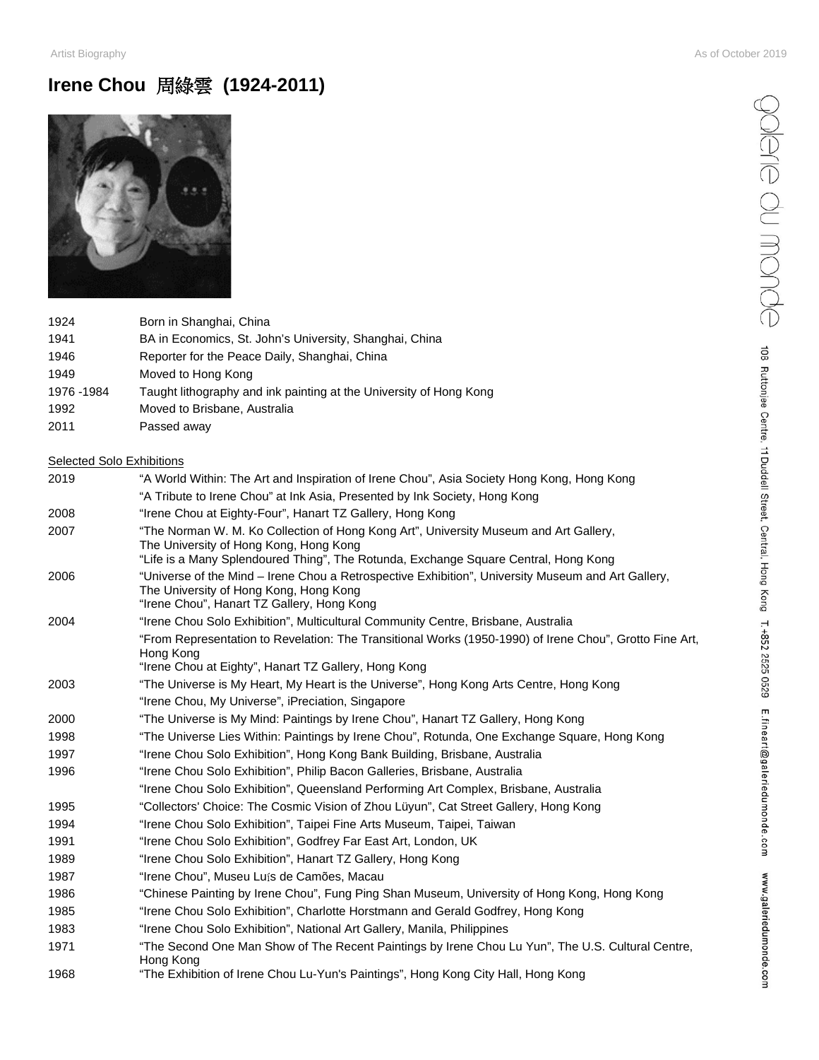# Irene Chou 周綠雲 (1924-2011)

| | |
|---|---|
| 1924 | Born in Shanghai, China |
| 1941 | BA in Economics, St. John's University, Shanghai, China |
| 1946 | Reporter for the Peace Daily, Shanghai, China |
| 1949 | Moved to Hong Kong |
| 1976 -1984 | Taught lithography and ink painting at the University of Hong Kong |
| 1992 | Moved to Brisbane, Australia |
| 2011 | Passed away |

## Selected Solo Exhibitions

| | |
|---|---|
| 2019 | "A World Within: The Art and Inspiration of Irene Chou", Asia Society Hong Kong, Hong Kong |
| | "A Tribute to Irene Chou" at Ink Asia, Presented by Ink Society, Hong Kong |
| 2008 | "Irene Chou at Eighty-Four", Hanart TZ Gallery, Hong Kong |
| 2007 | "The Norman W. M. Ko Collection of Hong Kong Art", University Museum and Art Gallery, The University of Hong Kong, Hong Kong |
| | "Life is a Many Splendoured Thing", The Rotunda, Exchange Square Central, Hong Kong |
| 2006 | "Universe of the Mind – Irene Chou a Retrospective Exhibition", University Museum and Art Gallery, The University of Hong Kong, Hong Kong |
| | "Irene Chou", Hanart TZ Gallery, Hong Kong |
| 2004 | "Irene Chou Solo Exhibition", Multicultural Community Centre, Brisbane, Australia |
| | "From Representation to Revelation: The Transitional Works (1950-1990) of Irene Chou", Grotto Fine Art, Hong Kong |
| | "Irene Chou at Eighty", Hanart TZ Gallery, Hong Kong |
| 2003 | "The Universe is My Heart, My Heart is the Universe", Hong Kong Arts Centre, Hong Kong |
| | "Irene Chou, My Universe", iPreciation, Singapore |
| 2000 | "The Universe is My Mind: Paintings by Irene Chou", Hanart TZ Gallery, Hong Kong |
| 1998 | "The Universe Lies Within: Paintings by Irene Chou", Rotunda, One Exchange Square, Hong Kong |
| 1997 | "Irene Chou Solo Exhibition", Hong Kong Bank Building, Brisbane, Australia |
| 1996 | "Irene Chou Solo Exhibition", Philip Bacon Galleries, Brisbane, Australia |
| | "Irene Chou Solo Exhibition", Queensland Performing Art Complex, Brisbane, Australia |
| 1995 | "Collectors' Choice: The Cosmic Vision of Zhou Lüyun", Cat Street Gallery, Hong Kong |
| 1994 | "Irene Chou Solo Exhibition", Taipei Fine Arts Museum, Taipei, Taiwan |
| 1991 | "Irene Chou Solo Exhibition", Godfrey Far East Art, London, UK |
| 1989 | "Irene Chou Solo Exhibition", Hanart TZ Gallery, Hong Kong |
| 1987 | "Irene Chou", Museu Luís de Camões, Macau |
| 1986 | "Chinese Painting by Irene Chou", Fung Ping Shan Museum, University of Hong Kong, Hong Kong |
| 1985 | "Irene Chou Solo Exhibition", Charlotte Horstmann and Gerald Godfrey, Hong Kong |
| 1983 | "Irene Chou Solo Exhibition", National Art Gallery, Manila, Philippines |
| 1971 | "The Second One Man Show of The Recent Paintings by Irene Chou Lu Yun", The U.S. Cultural Centre, Hong Kong |
| 1968 | "The Exhibition of Irene Chou Lu-Yun's Paintings", Hong Kong City Hall, Hong Kong |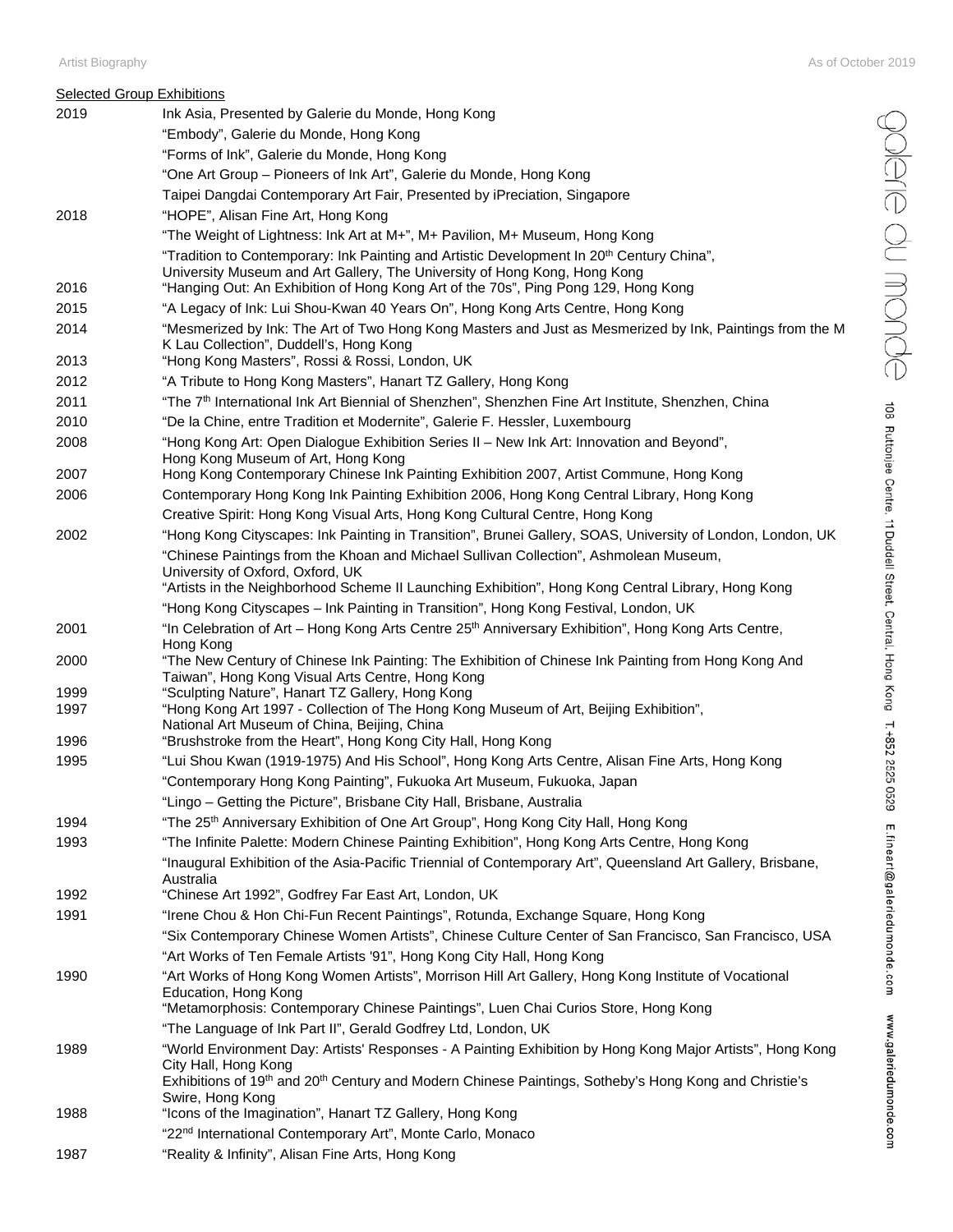Selected Group Exhibitions

| | |
|---|---|
| 2019 | Ink Asia, Presented by Galerie du Monde, Hong Kong |
| | "Embody", Galerie du Monde, Hong Kong |
| | "Forms of Ink", Galerie du Monde, Hong Kong |
| | "One Art Group – Pioneers of Ink Art", Galerie du Monde, Hong Kong |
| | Taipei Dangdai Contemporary Art Fair, Presented by iPreciation, Singapore |
| 2018 | "HOPE", Alisan Fine Art, Hong Kong |
| | "The Weight of Lightness: Ink Art at M+", M+ Pavilion, M+ Museum, Hong Kong |
| | "Tradition to Contemporary: Ink Painting and Artistic Development In 20th Century China", University Museum and Art Gallery, The University of Hong Kong, Hong Kong |
| 2016 | "Hanging Out: An Exhibition of Hong Kong Art of the 70s", Ping Pong 129, Hong Kong |
| 2015 | "A Legacy of Ink: Lui Shou-Kwan 40 Years On", Hong Kong Arts Centre, Hong Kong |
| 2014 | "Mesmerized by Ink: The Art of Two Hong Kong Masters and Just as Mesmerized by Ink, Paintings from the M K Lau Collection", Duddell's, Hong Kong |
| 2013 | "Hong Kong Masters", Rossi & Rossi, London, UK |
| 2012 | "A Tribute to Hong Kong Masters", Hanart TZ Gallery, Hong Kong |
| 2011 | "The 7th International Ink Art Biennial of Shenzhen", Shenzhen Fine Art Institute, Shenzhen, China |
| 2010 | "De la Chine, entre Tradition et Modernite", Galerie F. Hessler, Luxembourg |
| 2008 | "Hong Kong Art: Open Dialogue Exhibition Series II – New Ink Art: Innovation and Beyond", Hong Kong Museum of Art, Hong Kong |
| 2007 | Hong Kong Contemporary Chinese Ink Painting Exhibition 2007, Artist Commune, Hong Kong |
| 2006 | Contemporary Hong Kong Ink Painting Exhibition 2006, Hong Kong Central Library, Hong Kong |
| | Creative Spirit: Hong Kong Visual Arts, Hong Kong Cultural Centre, Hong Kong |
| 2002 | "Hong Kong Cityscapes: Ink Painting in Transition", Brunei Gallery, SOAS, University of London, London, UK |
| | "Chinese Paintings from the Khoan and Michael Sullivan Collection", Ashmolean Museum, University of Oxford, Oxford, UK |
| | "Artists in the Neighborhood Scheme II Launching Exhibition", Hong Kong Central Library, Hong Kong |
| | "Hong Kong Cityscapes – Ink Painting in Transition", Hong Kong Festival, London, UK |
| 2001 | "In Celebration of Art – Hong Kong Arts Centre 25th Anniversary Exhibition", Hong Kong Arts Centre, Hong Kong |
| 2000 | "The New Century of Chinese Ink Painting: The Exhibition of Chinese Ink Painting from Hong Kong And Taiwan", Hong Kong Visual Arts Centre, Hong Kong |
| 1999 | "Sculpting Nature", Hanart TZ Gallery, Hong Kong |
| 1997 | "Hong Kong Art 1997 - Collection of The Hong Kong Museum of Art, Beijing Exhibition", National Art Museum of China, Beijing, China |
| 1996 | "Brushstroke from the Heart", Hong Kong City Hall, Hong Kong |
| 1995 | "Lui Shou Kwan (1919-1975) And His School", Hong Kong Arts Centre, Alisan Fine Arts, Hong Kong |
| | "Contemporary Hong Kong Painting", Fukuoka Art Museum, Fukuoka, Japan |
| | "Lingo – Getting the Picture", Brisbane City Hall, Brisbane, Australia |
| 1994 | "The 25th Anniversary Exhibition of One Art Group", Hong Kong City Hall, Hong Kong |
| 1993 | "The Infinite Palette: Modern Chinese Painting Exhibition", Hong Kong Arts Centre, Hong Kong |
| | "Inaugural Exhibition of the Asia-Pacific Triennial of Contemporary Art", Queensland Art Gallery, Brisbane, Australia |
| 1992 | "Chinese Art 1992", Godfrey Far East Art, London, UK |
| 1991 | "Irene Chou & Hon Chi-Fun Recent Paintings", Rotunda, Exchange Square, Hong Kong |
| | "Six Contemporary Chinese Women Artists", Chinese Culture Center of San Francisco, San Francisco, USA |
| | "Art Works of Ten Female Artists '91", Hong Kong City Hall, Hong Kong |
| 1990 | "Art Works of Hong Kong Women Artists", Morrison Hill Art Gallery, Hong Kong Institute of Vocational Education, Hong Kong |
| | "Metamorphosis: Contemporary Chinese Paintings", Luen Chai Curios Store, Hong Kong |
| | "The Language of Ink Part II", Gerald Godfrey Ltd, London, UK |
| 1989 | "World Environment Day: Artists' Responses - A Painting Exhibition by Hong Kong Major Artists", Hong Kong City Hall, Hong Kong |
| | Exhibitions of 19th and 20th Century and Modern Chinese Paintings, Sotheby's Hong Kong and Christie's Swire, Hong Kong |
| 1988 | "Icons of the Imagination", Hanart TZ Gallery, Hong Kong |
| | "22nd International Contemporary Art", Monte Carlo, Monaco |
| 1987 | "Reality & Infinity", Alisan Fine Arts, Hong Kong |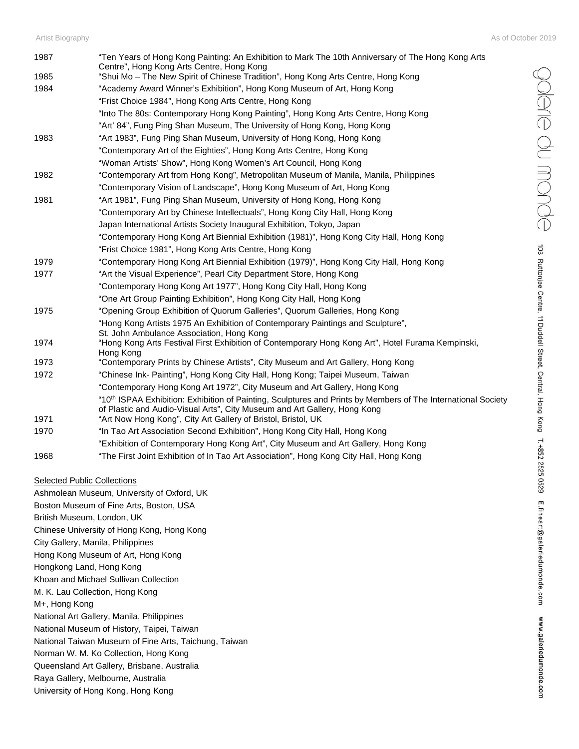| | |
|---|---|
| 1987 | "Ten Years of Hong Kong Painting: An Exhibition to Mark The 10th Anniversary of The Hong Kong Arts Centre", Hong Kong Arts Centre, Hong Kong |
| 1985 | "Shui Mo – The New Spirit of Chinese Tradition", Hong Kong Arts Centre, Hong Kong |
| 1984 | "Academy Award Winner's Exhibition", Hong Kong Museum of Art, Hong Kong |
| | "Frist Choice 1984", Hong Kong Arts Centre, Hong Kong |
| | "Into The 80s: Contemporary Hong Kong Painting", Hong Kong Arts Centre, Hong Kong |
| | "Art' 84", Fung Ping Shan Museum, The University of Hong Kong, Hong Kong |
| 1983 | "Art 1983", Fung Ping Shan Museum, University of Hong Kong, Hong Kong |
| | "Contemporary Art of the Eighties", Hong Kong Arts Centre, Hong Kong |
| | "Woman Artists' Show", Hong Kong Women's Art Council, Hong Kong |
| 1982 | "Contemporary Art from Hong Kong", Metropolitan Museum of Manila, Manila, Philippines |
| | "Contemporary Vision of Landscape", Hong Kong Museum of Art, Hong Kong |
| 1981 | "Art 1981", Fung Ping Shan Museum, University of Hong Kong, Hong Kong |
| | "Contemporary Art by Chinese Intellectuals", Hong Kong City Hall, Hong Kong |
| | Japan International Artists Society Inaugural Exhibition, Tokyo, Japan |
| | "Contemporary Hong Kong Art Biennial Exhibition (1981)", Hong Kong City Hall, Hong Kong |
| | "Frist Choice 1981", Hong Kong Arts Centre, Hong Kong |
| 1979 | "Contemporary Hong Kong Art Biennial Exhibition (1979)", Hong Kong City Hall, Hong Kong |
| 1977 | "Art the Visual Experience", Pearl City Department Store, Hong Kong |
| | "Contemporary Hong Kong Art 1977", Hong Kong City Hall, Hong Kong |
| | "One Art Group Painting Exhibition", Hong Kong City Hall, Hong Kong |
| 1975 | "Opening Group Exhibition of Quorum Galleries", Quorum Galleries, Hong Kong |
| | "Hong Kong Artists 1975 An Exhibition of Contemporary Paintings and Sculpture", St. John Ambulance Association, Hong Kong |
| 1974 | "Hong Kong Arts Festival First Exhibition of Contemporary Hong Kong Art", Hotel Furama Kempinski, Hong Kong |
| 1973 | "Contemporary Prints by Chinese Artists", City Museum and Art Gallery, Hong Kong |
| 1972 | "Chinese Ink- Painting", Hong Kong City Hall, Hong Kong; Taipei Museum, Taiwan |
| | "Contemporary Hong Kong Art 1972", City Museum and Art Gallery, Hong Kong |
| | "10th ISPAA Exhibition: Exhibition of Painting, Sculptures and Prints by Members of The International Society of Plastic and Audio-Visual Arts", City Museum and Art Gallery, Hong Kong |
| 1971 | "Art Now Hong Kong", City Art Gallery of Bristol, Bristol, UK |
| 1970 | "In Tao Art Association Second Exhibition", Hong Kong City Hall, Hong Kong |
| | "Exhibition of Contemporary Hong Kong Art", City Museum and Art Gallery, Hong Kong |
| 1968 | "The First Joint Exhibition of In Tao Art Association", Hong Kong City Hall, Hong Kong |

Selected Public Collections

Ashmolean Museum, University of Oxford, UK
Boston Museum of Fine Arts, Boston, USA
British Museum, London, UK
Chinese University of Hong Kong, Hong Kong
City Gallery, Manila, Philippines
Hong Kong Museum of Art, Hong Kong
Hongkong Land, Hong Kong
Khoan and Michael Sullivan Collection
M. K. Lau Collection, Hong Kong
M+, Hong Kong
National Art Gallery, Manila, Philippines
National Museum of History, Taipei, Taiwan
National Taiwan Museum of Fine Arts, Taichung, Taiwan
Norman W. M. Ko Collection, Hong Kong
Queensland Art Gallery, Brisbane, Australia
Raya Gallery, Melbourne, Australia
University of Hong Kong, Hong Kong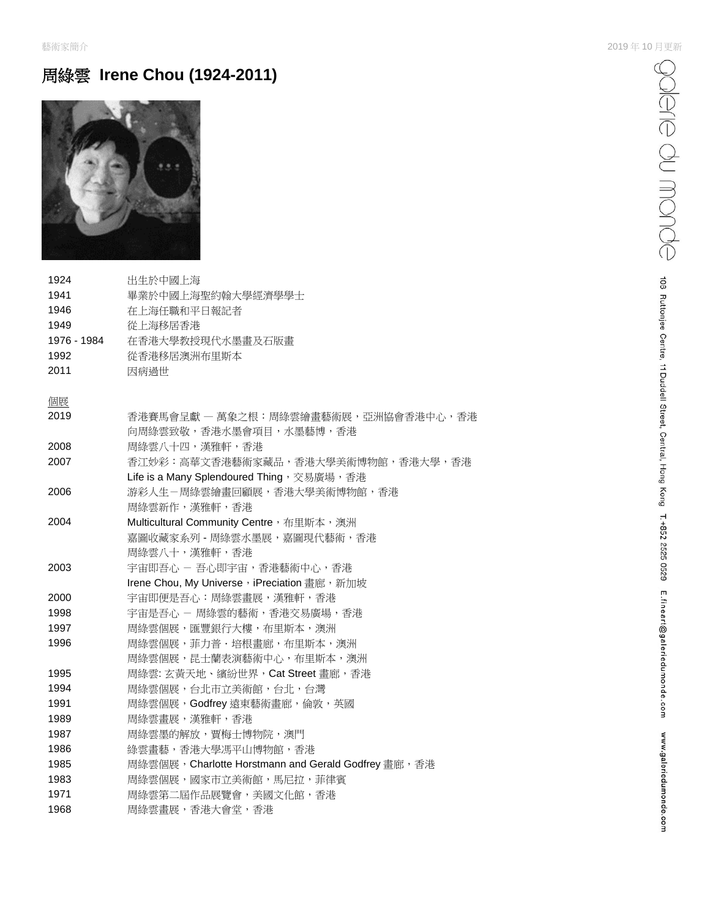# 周綠雲 Irene Chou (1924-2011)

| | |
|---|---|
| 1924 | 出生於中國上海 |
| 1941 | 畢業於中國上海聖約翰大學經濟學學士 |
| 1946 | 在上海任職和平日報記者 |
| 1949 | 從上海移居香港 |
| 1976 - 1984 | 在香港大學教授現代水墨畫及石版畫 |
| 1992 | 從香港移居澳洲布里斯本 |
| 2011 | 因病過世 |

個展

| | |
|---|---|
| 2019 | 香港賽馬會呈獻 — 萬象之根：周綠雲繪畫藝術展，亞洲協會香港中心，香港 |
| | 向周綠雲致敬，香港水墨會項目，水墨藝博，香港 |
| 2008 | 周綠雲八十四，漢雅軒，香港 |
| 2007 | 香江妙彩：高華文香港藝術家藏品，香港大學美術博物館，香港大學，香港 |
| | Life is a Many Splendoured Thing，交易廣場，香港 |
| 2006 | 游彩人生－周綠雲繪畫回顧展，香港大學美術博物館，香港 |
| | 周綠雲新作，漢雅軒，香港 |
| 2004 | Multicultural Community Centre，布里斯本，澳洲 |
| | 嘉圖收藏家系列 - 周綠雲水墨展，嘉圖現代藝術，香港 |
| | 周綠雲八十，漢雅軒，香港 |
| 2003 | 宇宙即吾心 － 吾心即宇宙，香港藝術中心，香港 |
| | Irene Chou, My Universe，iPreciation 畫廊，新加坡 |
| 2000 | 宇宙即便是吾心：周綠雲畫展，漢雅軒，香港 |
| 1998 | 宇宙是吾心 － 周綠雲的藝術，香港交易廣場，香港 |
| 1997 | 周綠雲個展，匯豐銀行大樓，布里斯本，澳洲 |
| 1996 | 周綠雲個展，菲力普・培根畫廊，布里斯本，澳洲 |
| | 周綠雲個展，昆士蘭表演藝術中心，布里斯本，澳洲 |
| 1995 | 周綠雲: 玄黃天地、繽紛世界，Cat Street 畫廊，香港 |
| 1994 | 周綠雲個展，台北市立美術館，台北，台灣 |
| 1991 | 周綠雲個展，Godfrey 遠東藝術畫廊，倫敦，英國 |
| 1989 | 周綠雲畫展，漢雅軒，香港 |
| 1987 | 周綠雲墨的解放，賈梅士博物院，澳門 |
| 1986 | 綠雲畫藝，香港大學馮平山博物館，香港 |
| 1985 | 周綠雲個展，Charlotte Horstmann and Gerald Godfrey 畫廊，香港 |
| 1983 | 周綠雲個展，國家市立美術館，馬尼拉，菲律賓 |
| 1971 | 周綠雲第二屆作品展覽會，美國文化館，香港 |
| 1968 | 周綠雲畫展，香港大會堂，香港 |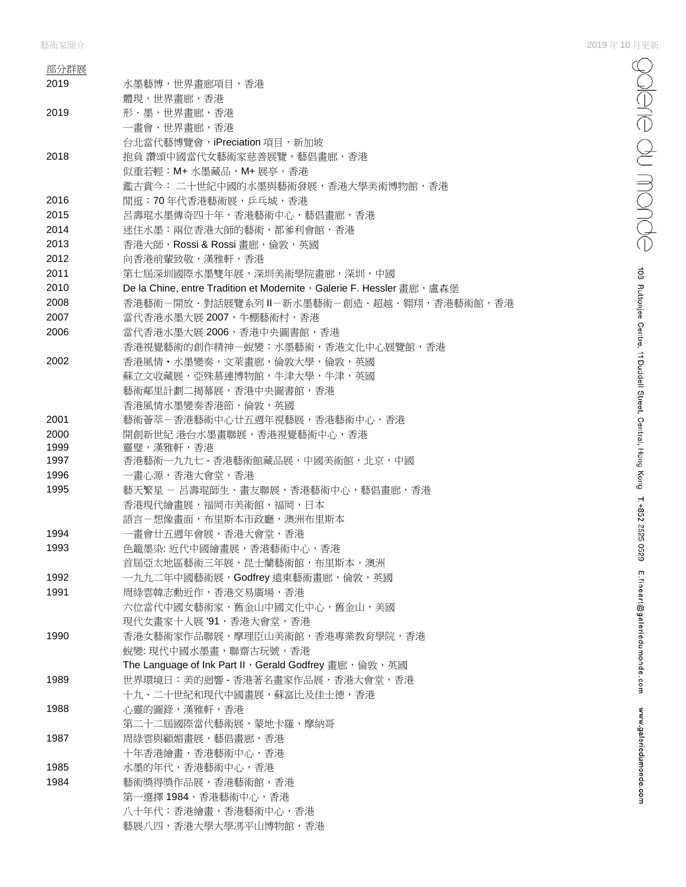部分群展

| | |
|---|---|
| 2019 | 水墨藝博，世界畫廊項目，香港 |
| | 體現，世界畫廊，香港 |
| 2019 | 形・墨，世界畫廊，香港 |
| | 一畫會，世界畫廊，香港 |
| | 台北當代藝博覽會，iPreciation 項目，新加坡 |
| 2018 | 抱負 讚頌中國當代女藝術家慈善展覽，藝倡畫廊，香港 |
| | 似重若輕：M+ 水墨藏品，M+ 展亭，香港 |
| | 鑑古賞今： 二十世紀中國的水墨與藝術發展，香港大學美術博物館，香港 |
| 2016 | 閒逛：70 年代香港藝術展，乒乓城，香港 |
| 2015 | 呂壽琨水墨傳奇四十年，香港藝術中心，藝倡畫廊，香港 |
| 2014 | 迷住水墨：兩位香港大師的藝術，都爹利會館，香港 |
| 2013 | 香港大師，Rossi & Rossi 畫廊，倫敦，英國 |
| 2012 | 向香港前輩致敬，漢雅軒，香港 |
| 2011 | 第七屆深圳國際水墨雙年展，深圳美術學院畫廊，深圳，中國 |
| 2010 | De la Chine, entre Tradition et Modernite，Galerie F. Hessler 畫廊，盧森堡 |
| 2008 | 香港藝術－開放・對話展覽系列 II－新水墨藝術－創造・超越・翱翔，香港藝術館，香港 |
| 2007 | 當代香港水墨大展 2007，牛棚藝術村，香港 |
| 2006 | 當代香港水墨大展 2006，香港中央圖書館，香港 |
| | 香港視覺藝術的創作精神—蛻變：水墨藝術，香港文化中心展覽館，香港 |
| 2002 | 香港風情・水墨變奏，文萊畫廊，倫敦大學，倫敦，英國 |
| | 蘇立文收藏展，亞殊慕連博物館，牛津大學，牛津，英國 |
| | 藝術鄰里計劃二揭幕展，香港中央圖書館，香港 |
| | 香港風情水墨變奏香港節，倫敦，英國 |
| 2001 | 藝術薈萃－香港藝術中心廿五週年視藝展，香港藝術中心，香港 |
| 2000 | 開創新世紀 港台水墨畫聯展，香港視覺藝術中心，香港 |
| 1999 | 靈璧，漢雅軒，香港 |
| 1997 | 香港藝術一九九七 - 香港藝術館藏品展，中國美術館，北京，中國 |
| 1996 | 一畫心源，香港大會堂，香港 |
| 1995 | 藝天繁星 － 呂壽琨師生、畫友聯展，香港藝術中心，藝倡畫廊，香港 |
| | 香港現代繪畫展，福岡市美術館，福岡，日本 |
| | 語言－想像畫面，布里斯本市政廳，澳洲布里斯本 |
| 1994 | 一畫會廿五週年會展，香港大會堂，香港 |
| 1993 | 色籠墨染: 近代中國繪畫展，香港藝術中心，香港 |
| | 首屆亞太地區藝術三年展，昆士蘭藝術館，布里斯本，澳洲 |
| 1992 | 一九九二年中國藝術展，Godfrey 遠東藝術畫廊，倫敦，英國 |
| 1991 | 周綠雲韓志勳近作，香港交易廣場，香港 |
| | 六位當代中國女藝術家，舊金山中國文化中心，舊金山，美國 |
| | 現代女畫家十人展 '91，香港大會堂，香港 |
| 1990 | 香港女藝術家作品聯展，摩理臣山美術館，香港專業教育學院，香港 |
| | 蛻變: 現代中國水墨畫，聯齋古玩號，香港 |
| | The Language of Ink Part II，Gerald Godfrey 畫廊，倫敦，英國 |
| 1989 | 世界環境日：美的迴響 - 香港著名畫家作品展，香港大會堂，香港 |
| | 十九、二十世紀和現代中國畫展，蘇富比及佳士德，香港 |
| 1988 | 心靈的圖錄，漢雅軒，香港 |
| | 第二十二屆國際當代藝術展，蒙地卡羅，摩納哥 |
| 1987 | 周綠雲與顧媚畫展，藝倡畫廊，香港 |
| | 十年香港繪畫，香港藝術中心，香港 |
| 1985 | 水墨的年代，香港藝術中心，香港 |
| 1984 | 藝術獎得獎作品展，香港藝術館，香港 |
| | 第一選擇 1984，香港藝術中心，香港 |
| | 八十年代：香港繪畫，香港藝術中心，香港 |
| | 藝展八四，香港大學大學馮平山博物館，香港 |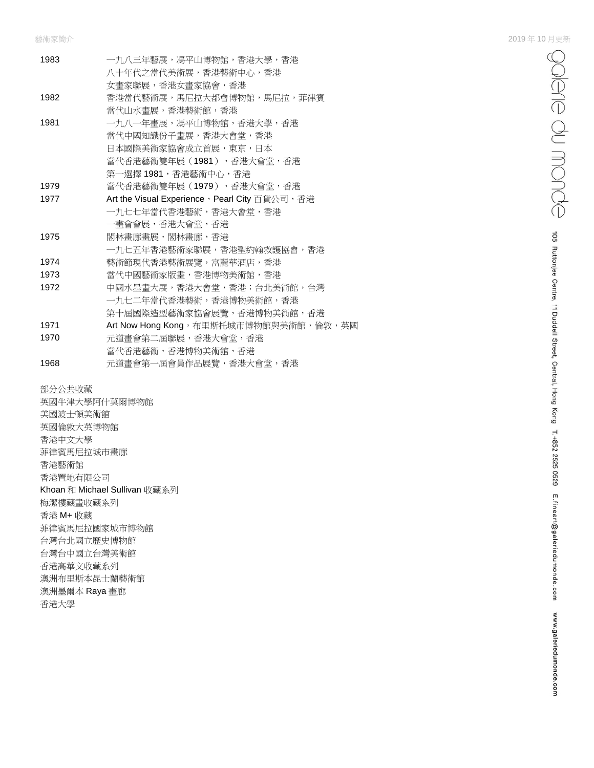| | |
|---|---|
| 1983 | 一九八三年藝展，馮平山博物館，香港大學，香港 |
| | 八十年代之當代美術展，香港藝術中心，香港 |
| | 女畫家聯展，香港女畫家協會，香港 |
| 1982 | 香港當代藝術展，馬尼拉大都會博物館，馬尼拉，菲律賓 |
| | 當代山水畫展，香港藝術館，香港 |
| 1981 | 一九八一年畫展，馮平山博物館，香港大學，香港 |
| | 當代中國知識份子畫展，香港大會堂，香港 |
| | 日本國際美術家協會成立首展，東京，日本 |
| | 當代香港藝術雙年展（1981），香港大會堂，香港 |
| | 第一選擇 1981，香港藝術中心，香港 |
| 1979 | 當代香港藝術雙年展（1979），香港大會堂，香港 |
| 1977 | Art the Visual Experience，Pearl City 百貨公司，香港 |
| | 一九七七年當代香港藝術，香港大會堂，香港 |
| | 一畫會會展，香港大會堂，香港 |
| 1975 | 閣林畫廊畫展，閣林畫廊，香港 |
| | 一九七五年香港藝術家聯展，香港聖約翰救護協會，香港 |
| 1974 | 藝術節現代香港藝術展覽，富麗華酒店，香港 |
| 1973 | 當代中國藝術家版畫，香港博物美術館，香港 |
| 1972 | 中國水墨畫大展，香港大會堂，香港；台北美術館，台灣 |
| | 一九七二年當代香港藝術，香港博物美術館，香港 |
| | 第十屆國際造型藝術家協會展覽，香港博物美術館，香港 |
| 1971 | Art Now Hong Kong，布里斯托城市博物館與美術館，倫敦，英國 |
| 1970 | 元道畫會第二屆聯展，香港大會堂，香港 |
| | 當代香港藝術，香港博物美術館，香港 |
| 1968 | 元道畫會第一屆會員作品展覽，香港大會堂，香港 |

部分公共收藏

英國牛津大學阿什莫爾博物館
美國波士頓美術館
英國倫敦大英博物館
香港中文大學
菲律賓馬尼拉城市畫廊
香港藝術館
香港置地有限公司
Khoan 和 Michael Sullivan 收藏系列
梅潔樓藏畫收藏系列
香港 M+ 收藏
菲律賓馬尼拉國家城市博物館
台灣台北國立歷史博物館
台灣台中國立台灣美術館
香港高華文收藏系列
澳洲布里斯本昆士蘭藝術館
澳洲墨爾本 Raya 畫廊
香港大學